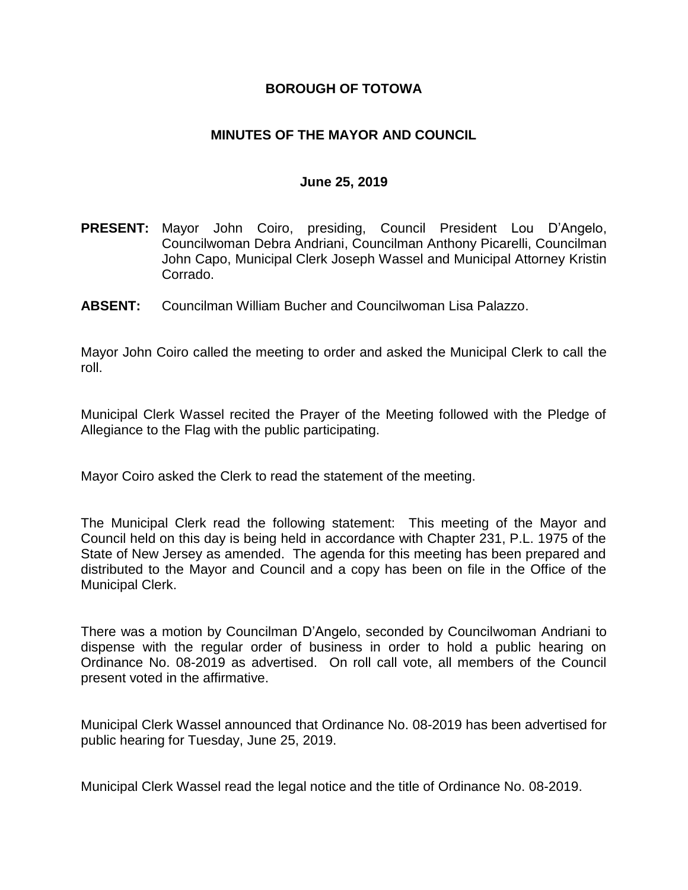# BOROUGH OF TOTOWA

## MINUTES OF THE MAYOR AND COUNCIL

### June 25, 2019

**PRESENT:** Mayor John Coiro, presiding, Council President Lou D'Angelo, Councilwoman Debra Andriani, Councilman Anthony Picarelli, Councilman John Capo, Municipal Clerk Joseph Wassel and Municipal Attorney Kristin Corrado.

**ABSENT:** Councilman William Bucher and Councilwoman Lisa Palazzo.

Mayor John Coiro called the meeting to order and asked the Municipal Clerk to call the roll.

Municipal Clerk Wassel recited the Prayer of the Meeting followed with the Pledge of Allegiance to the Flag with the public participating.

Mayor Coiro asked the Clerk to read the statement of the meeting.

The Municipal Clerk read the following statement: This meeting of the Mayor and Council held on this day is being held in accordance with Chapter 231, P.L. 1975 of the State of New Jersey as amended. The agenda for this meeting has been prepared and distributed to the Mayor and Council and a copy has been on file in the Office of the Municipal Clerk.

There was a motion by Councilman D'Angelo, seconded by Councilwoman Andriani to dispense with the regular order of business in order to hold a public hearing on Ordinance No. 08-2019 as advertised. On roll call vote, all members of the Council present voted in the affirmative.

Municipal Clerk Wassel announced that Ordinance No. 08-2019 has been advertised for public hearing for Tuesday, June 25, 2019.

Municipal Clerk Wassel read the legal notice and the title of Ordinance No. 08-2019.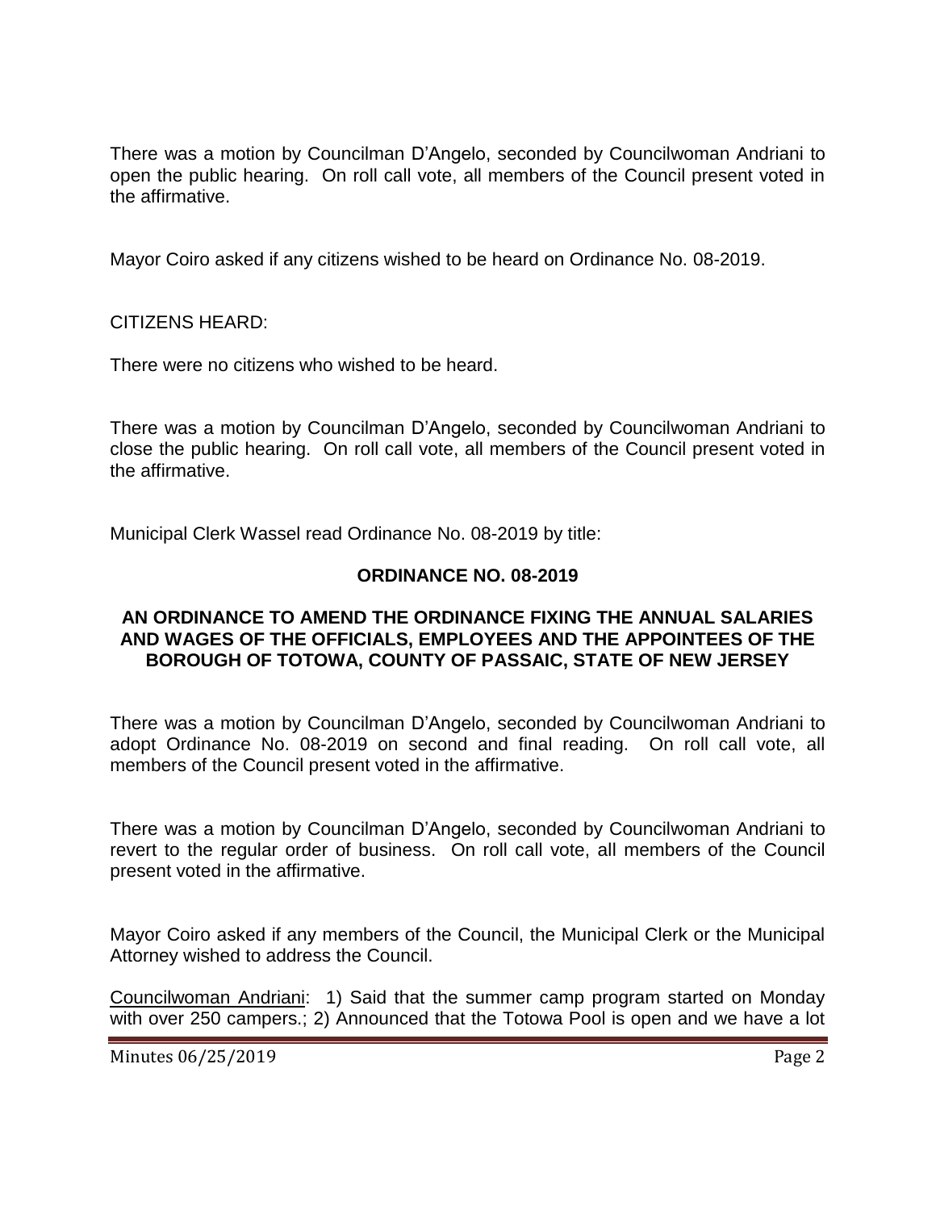There was a motion by Councilman D'Angelo, seconded by Councilwoman Andriani to open the public hearing. On roll call vote, all members of the Council present voted in the affirmative.

Mayor Coiro asked if any citizens wished to be heard on Ordinance No. 08-2019.

CITIZENS HEARD:

There were no citizens who wished to be heard.

There was a motion by Councilman D'Angelo, seconded by Councilwoman Andriani to close the public hearing. On roll call vote, all members of the Council present voted in the affirmative.

Municipal Clerk Wassel read Ordinance No. 08-2019 by title:

**ORDINANCE NO. 08-2019**

**AN ORDINANCE TO AMEND THE ORDINANCE FIXING THE ANNUAL SALARIES AND WAGES OF THE OFFICIALS, EMPLOYEES AND THE APPOINTEES OF THE BOROUGH OF TOTOWA, COUNTY OF PASSAIC, STATE OF NEW JERSEY**

There was a motion by Councilman D'Angelo, seconded by Councilwoman Andriani to adopt Ordinance No. 08-2019 on second and final reading. On roll call vote, all members of the Council present voted in the affirmative.

There was a motion by Councilman D'Angelo, seconded by Councilwoman Andriani to revert to the regular order of business. On roll call vote, all members of the Council present voted in the affirmative.

Mayor Coiro asked if any members of the Council, the Municipal Clerk or the Municipal Attorney wished to address the Council.

Councilwoman Andriani: 1) Said that the summer camp program started on Monday with over 250 campers.; 2) Announced that the Totowa Pool is open and we have a lot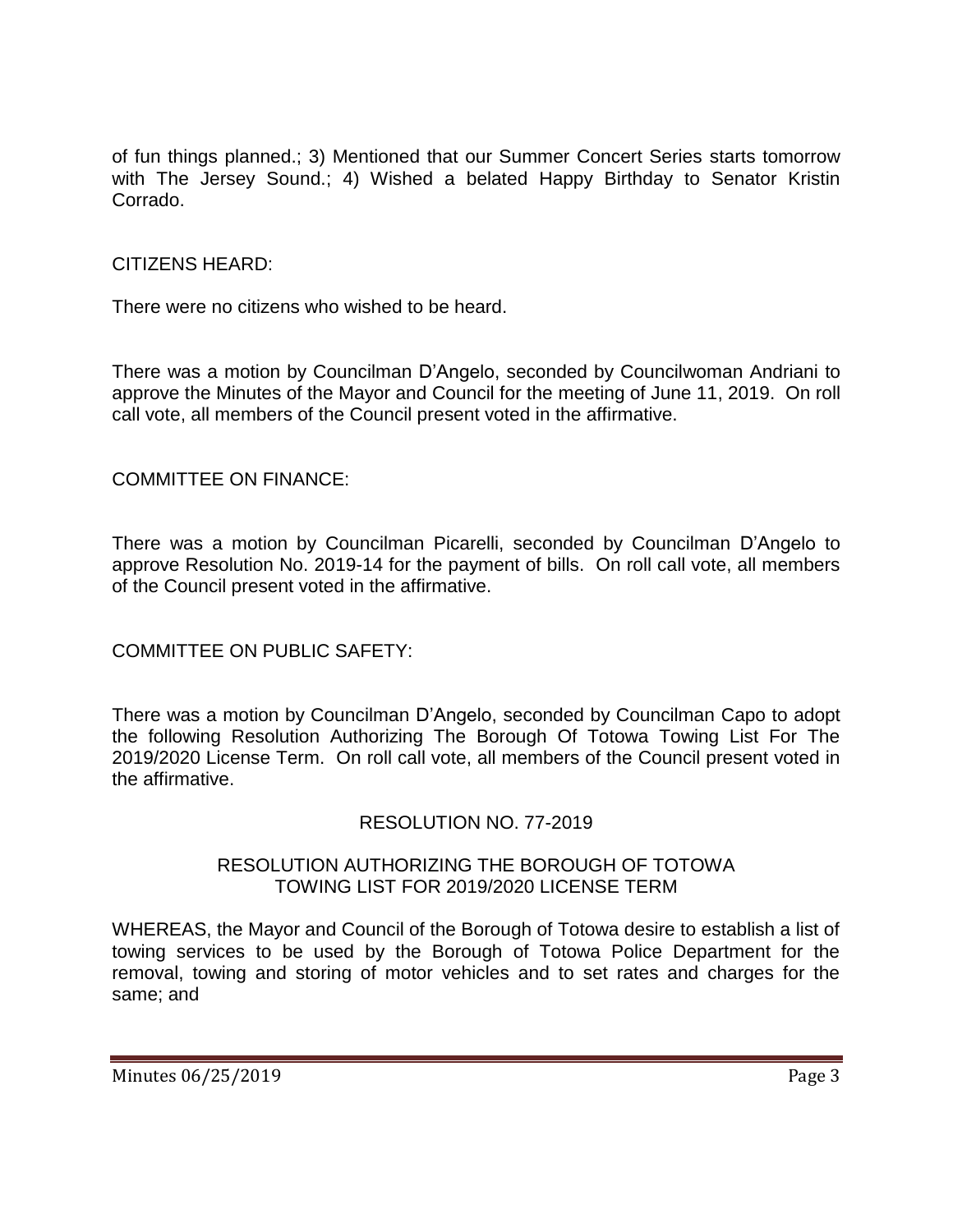of fun things planned.; 3) Mentioned that our Summer Concert Series starts tomorrow with The Jersey Sound.; 4) Wished a belated Happy Birthday to Senator Kristin Corrado.

CITIZENS HEARD:

There were no citizens who wished to be heard.

There was a motion by Councilman D'Angelo, seconded by Councilwoman Andriani to approve the Minutes of the Mayor and Council for the meeting of June 11, 2019. On roll call vote, all members of the Council present voted in the affirmative.

COMMITTEE ON FINANCE:

There was a motion by Councilman Picarelli, seconded by Councilman D'Angelo to approve Resolution No. 2019-14 for the payment of bills. On roll call vote, all members of the Council present voted in the affirmative.

COMMITTEE ON PUBLIC SAFETY:

There was a motion by Councilman D'Angelo, seconded by Councilman Capo to adopt the following Resolution Authorizing The Borough Of Totowa Towing List For The 2019/2020 License Term. On roll call vote, all members of the Council present voted in the affirmative.

RESOLUTION NO. 77-2019

RESOLUTION AUTHORIZING THE BOROUGH OF TOTOWA TOWING LIST FOR 2019/2020 LICENSE TERM

WHEREAS, the Mayor and Council of the Borough of Totowa desire to establish a list of towing services to be used by the Borough of Totowa Police Department for the removal, towing and storing of motor vehicles and to set rates and charges for the same; and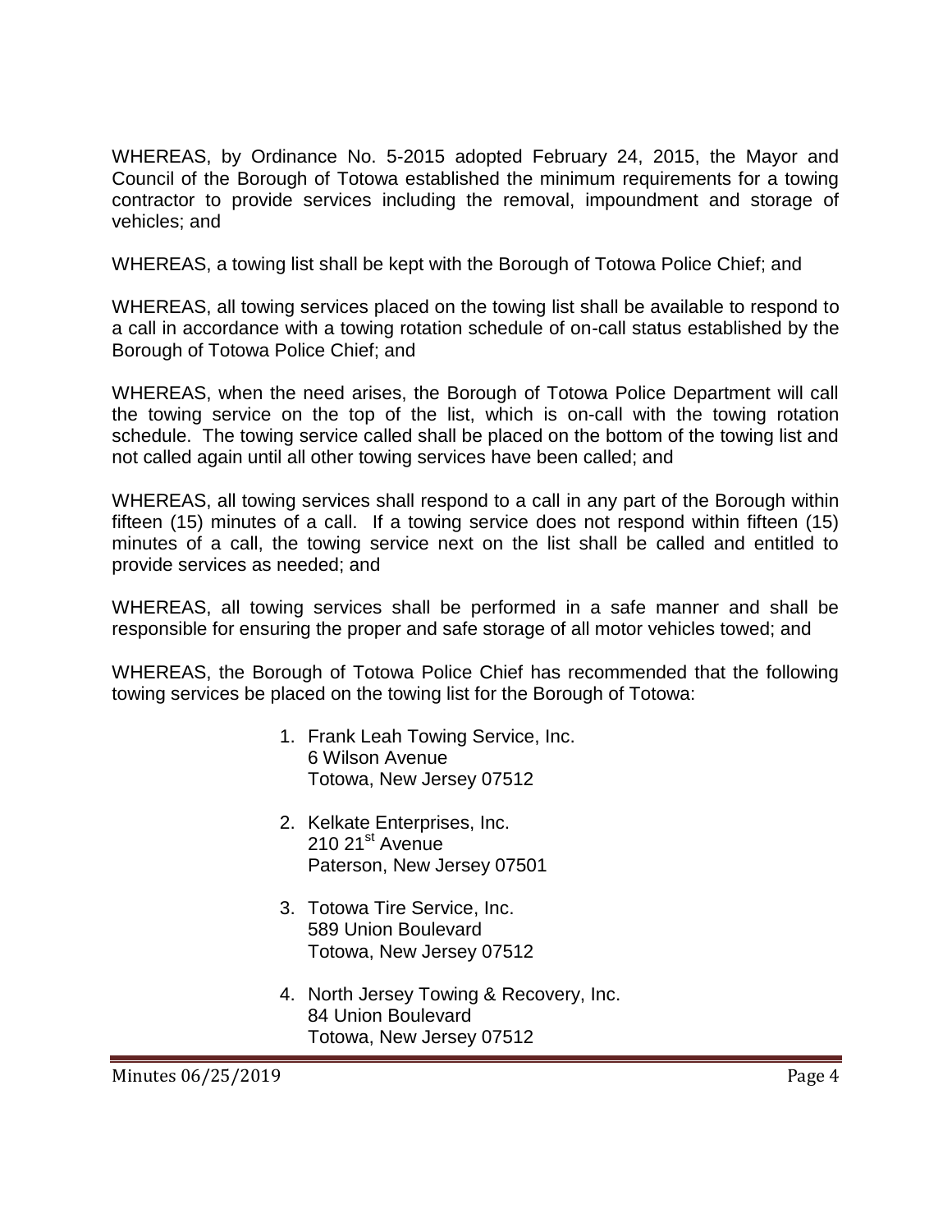WHEREAS, by Ordinance No. 5-2015 adopted February 24, 2015, the Mayor and Council of the Borough of Totowa established the minimum requirements for a towing contractor to provide services including the removal, impoundment and storage of vehicles; and

WHEREAS, a towing list shall be kept with the Borough of Totowa Police Chief; and

WHEREAS, all towing services placed on the towing list shall be available to respond to a call in accordance with a towing rotation schedule of on-call status established by the Borough of Totowa Police Chief; and

WHEREAS, when the need arises, the Borough of Totowa Police Department will call the towing service on the top of the list, which is on-call with the towing rotation schedule. The towing service called shall be placed on the bottom of the towing list and not called again until all other towing services have been called; and

WHEREAS, all towing services shall respond to a call in any part of the Borough within fifteen (15) minutes of a call. If a towing service does not respond within fifteen (15) minutes of a call, the towing service next on the list shall be called and entitled to provide services as needed; and

WHEREAS, all towing services shall be performed in a safe manner and shall be responsible for ensuring the proper and safe storage of all motor vehicles towed; and

WHEREAS, the Borough of Totowa Police Chief has recommended that the following towing services be placed on the towing list for the Borough of Totowa:

1. Frank Leah Towing Service, Inc.
   6 Wilson Avenue
   Totowa, New Jersey 07512

2. Kelkate Enterprises, Inc.
   210 21st Avenue
   Paterson, New Jersey 07501

3. Totowa Tire Service, Inc.
   589 Union Boulevard
   Totowa, New Jersey 07512

4. North Jersey Towing & Recovery, Inc.
   84 Union Boulevard
   Totowa, New Jersey 07512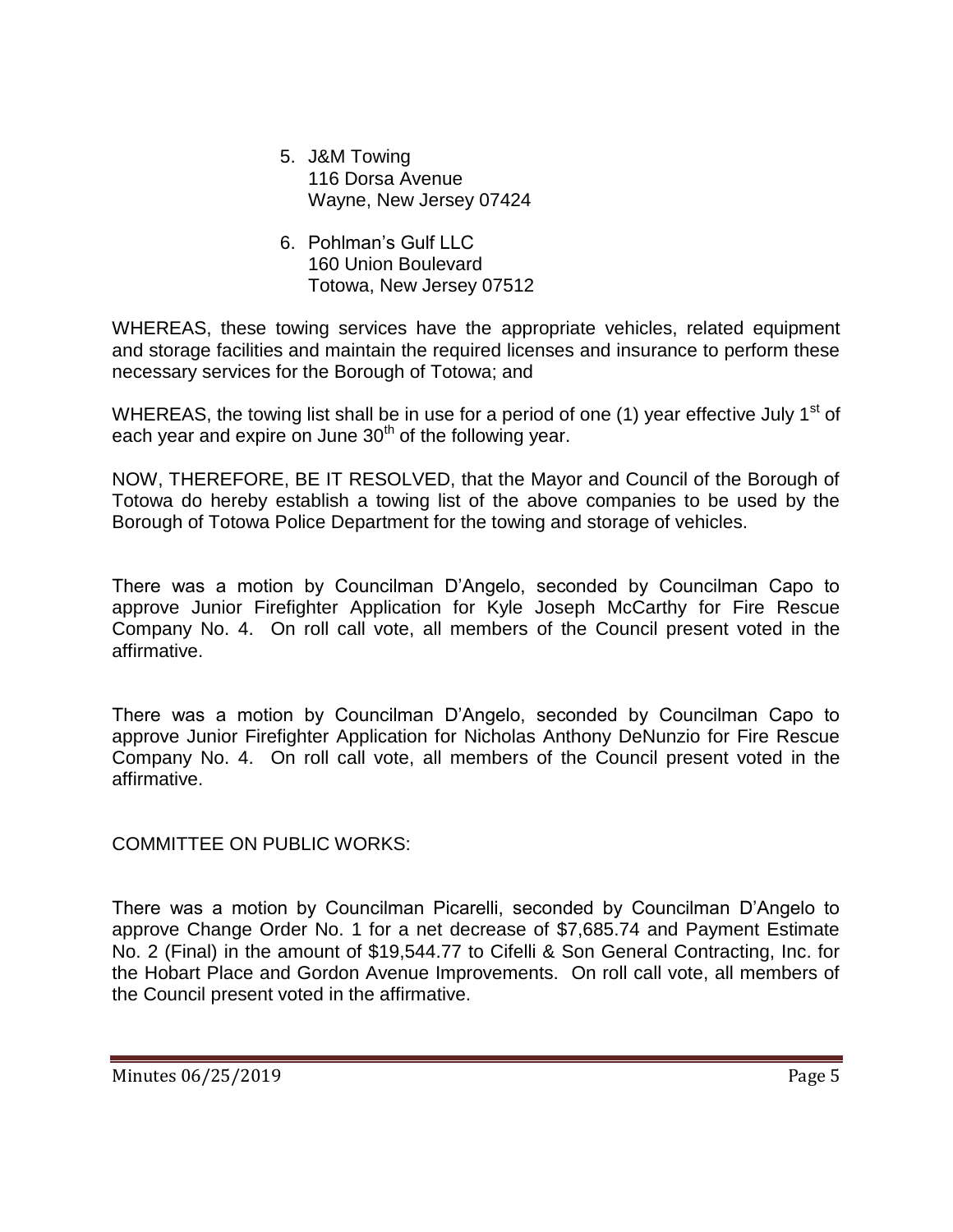5. J&M Towing
   116 Dorsa Avenue
   Wayne, New Jersey 07424

6. Pohlman's Gulf LLC
   160 Union Boulevard
   Totowa, New Jersey 07512

WHEREAS, these towing services have the appropriate vehicles, related equipment and storage facilities and maintain the required licenses and insurance to perform these necessary services for the Borough of Totowa; and

WHEREAS, the towing list shall be in use for a period of one (1) year effective July 1st of each year and expire on June 30th of the following year.

NOW, THEREFORE, BE IT RESOLVED, that the Mayor and Council of the Borough of Totowa do hereby establish a towing list of the above companies to be used by the Borough of Totowa Police Department for the towing and storage of vehicles.

There was a motion by Councilman D'Angelo, seconded by Councilman Capo to approve Junior Firefighter Application for Kyle Joseph McCarthy for Fire Rescue Company No. 4. On roll call vote, all members of the Council present voted in the affirmative.

There was a motion by Councilman D'Angelo, seconded by Councilman Capo to approve Junior Firefighter Application for Nicholas Anthony DeNunzio for Fire Rescue Company No. 4. On roll call vote, all members of the Council present voted in the affirmative.

COMMITTEE ON PUBLIC WORKS:

There was a motion by Councilman Picarelli, seconded by Councilman D'Angelo to approve Change Order No. 1 for a net decrease of $7,685.74 and Payment Estimate No. 2 (Final) in the amount of $19,544.77 to Cifelli & Son General Contracting, Inc. for the Hobart Place and Gordon Avenue Improvements. On roll call vote, all members of the Council present voted in the affirmative.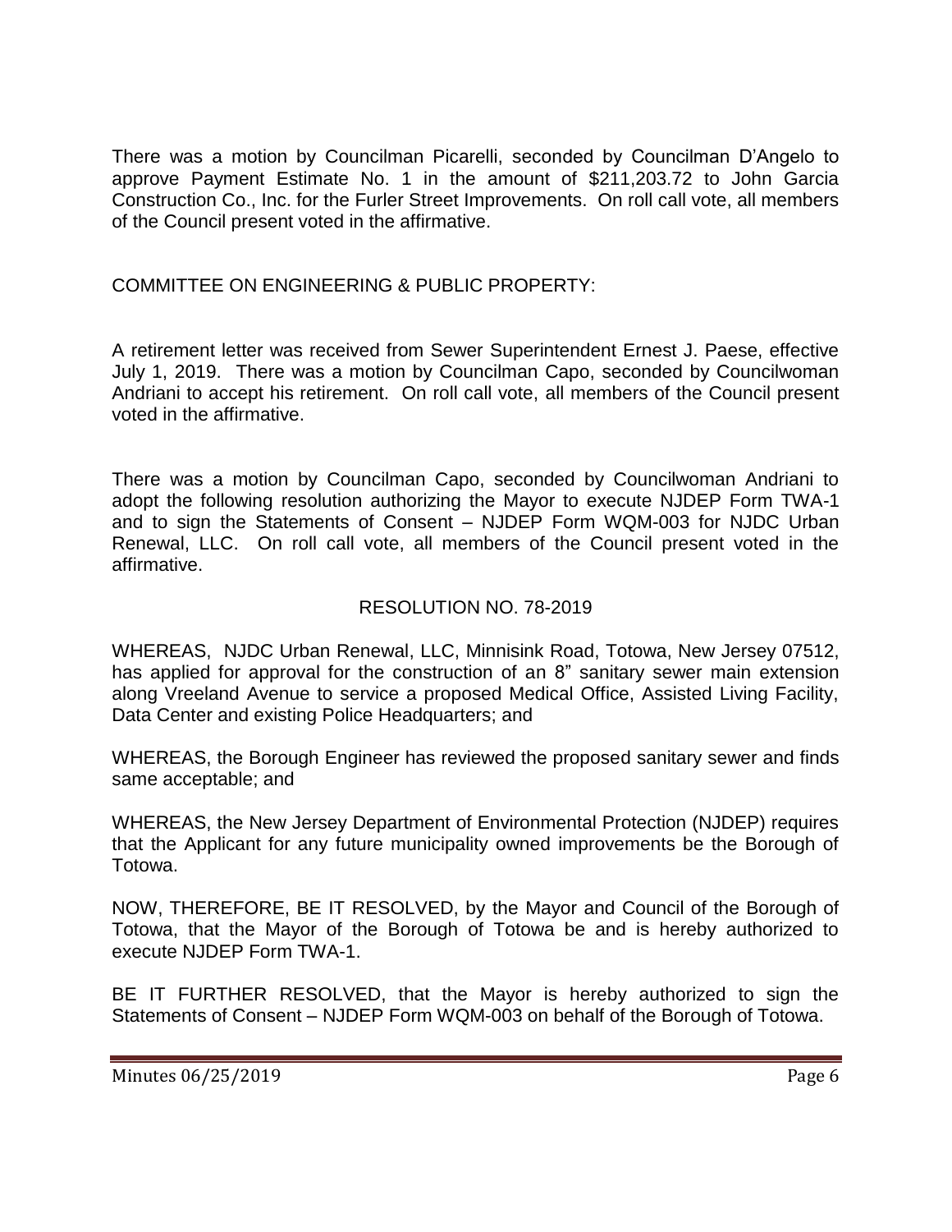There was a motion by Councilman Picarelli, seconded by Councilman D'Angelo to approve Payment Estimate No. 1 in the amount of $211,203.72 to John Garcia Construction Co., Inc. for the Furler Street Improvements. On roll call vote, all members of the Council present voted in the affirmative.

COMMITTEE ON ENGINEERING & PUBLIC PROPERTY:

A retirement letter was received from Sewer Superintendent Ernest J. Paese, effective July 1, 2019. There was a motion by Councilman Capo, seconded by Councilwoman Andriani to accept his retirement. On roll call vote, all members of the Council present voted in the affirmative.

There was a motion by Councilman Capo, seconded by Councilwoman Andriani to adopt the following resolution authorizing the Mayor to execute NJDEP Form TWA-1 and to sign the Statements of Consent – NJDEP Form WQM-003 for NJDC Urban Renewal, LLC. On roll call vote, all members of the Council present voted in the affirmative.

RESOLUTION NO. 78-2019

WHEREAS, NJDC Urban Renewal, LLC, Minnisink Road, Totowa, New Jersey 07512, has applied for approval for the construction of an 8" sanitary sewer main extension along Vreeland Avenue to service a proposed Medical Office, Assisted Living Facility, Data Center and existing Police Headquarters; and

WHEREAS, the Borough Engineer has reviewed the proposed sanitary sewer and finds same acceptable; and

WHEREAS, the New Jersey Department of Environmental Protection (NJDEP) requires that the Applicant for any future municipality owned improvements be the Borough of Totowa.

NOW, THEREFORE, BE IT RESOLVED, by the Mayor and Council of the Borough of Totowa, that the Mayor of the Borough of Totowa be and is hereby authorized to execute NJDEP Form TWA-1.

BE IT FURTHER RESOLVED, that the Mayor is hereby authorized to sign the Statements of Consent – NJDEP Form WQM-003 on behalf of the Borough of Totowa.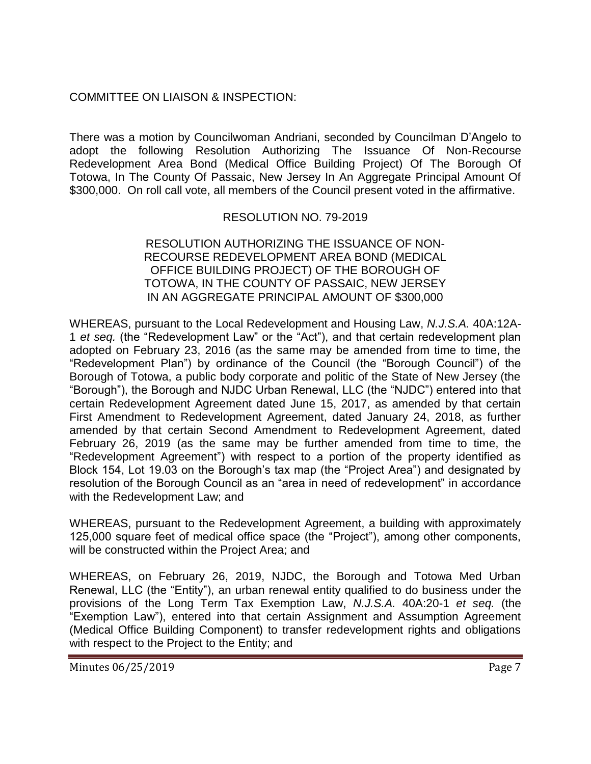COMMITTEE ON LIAISON & INSPECTION:

There was a motion by Councilwoman Andriani, seconded by Councilman D'Angelo to adopt the following Resolution Authorizing The Issuance Of Non-Recourse Redevelopment Area Bond (Medical Office Building Project) Of The Borough Of Totowa, In The County Of Passaic, New Jersey In An Aggregate Principal Amount Of $300,000. On roll call vote, all members of the Council present voted in the affirmative.

RESOLUTION NO. 79-2019

RESOLUTION AUTHORIZING THE ISSUANCE OF NON-RECOURSE REDEVELOPMENT AREA BOND (MEDICAL OFFICE BUILDING PROJECT) OF THE BOROUGH OF TOTOWA, IN THE COUNTY OF PASSAIC, NEW JERSEY IN AN AGGREGATE PRINCIPAL AMOUNT OF $300,000

WHEREAS, pursuant to the Local Redevelopment and Housing Law, *N.J.S.A.* 40A:12A-1 *et seq.* (the "Redevelopment Law" or the "Act"), and that certain redevelopment plan adopted on February 23, 2016 (as the same may be amended from time to time, the "Redevelopment Plan") by ordinance of the Council (the "Borough Council") of the Borough of Totowa, a public body corporate and politic of the State of New Jersey (the "Borough"), the Borough and NJDC Urban Renewal, LLC (the "NJDC") entered into that certain Redevelopment Agreement dated June 15, 2017, as amended by that certain First Amendment to Redevelopment Agreement, dated January 24, 2018, as further amended by that certain Second Amendment to Redevelopment Agreement, dated February 26, 2019 (as the same may be further amended from time to time, the "Redevelopment Agreement") with respect to a portion of the property identified as Block 154, Lot 19.03 on the Borough's tax map (the "Project Area") and designated by resolution of the Borough Council as an "area in need of redevelopment" in accordance with the Redevelopment Law; and

WHEREAS, pursuant to the Redevelopment Agreement, a building with approximately 125,000 square feet of medical office space (the "Project"), among other components, will be constructed within the Project Area; and

WHEREAS, on February 26, 2019, NJDC, the Borough and Totowa Med Urban Renewal, LLC (the "Entity"), an urban renewal entity qualified to do business under the provisions of the Long Term Tax Exemption Law, *N.J.S.A.* 40A:20-1 *et seq.* (the "Exemption Law"), entered into that certain Assignment and Assumption Agreement (Medical Office Building Component) to transfer redevelopment rights and obligations with respect to the Project to the Entity; and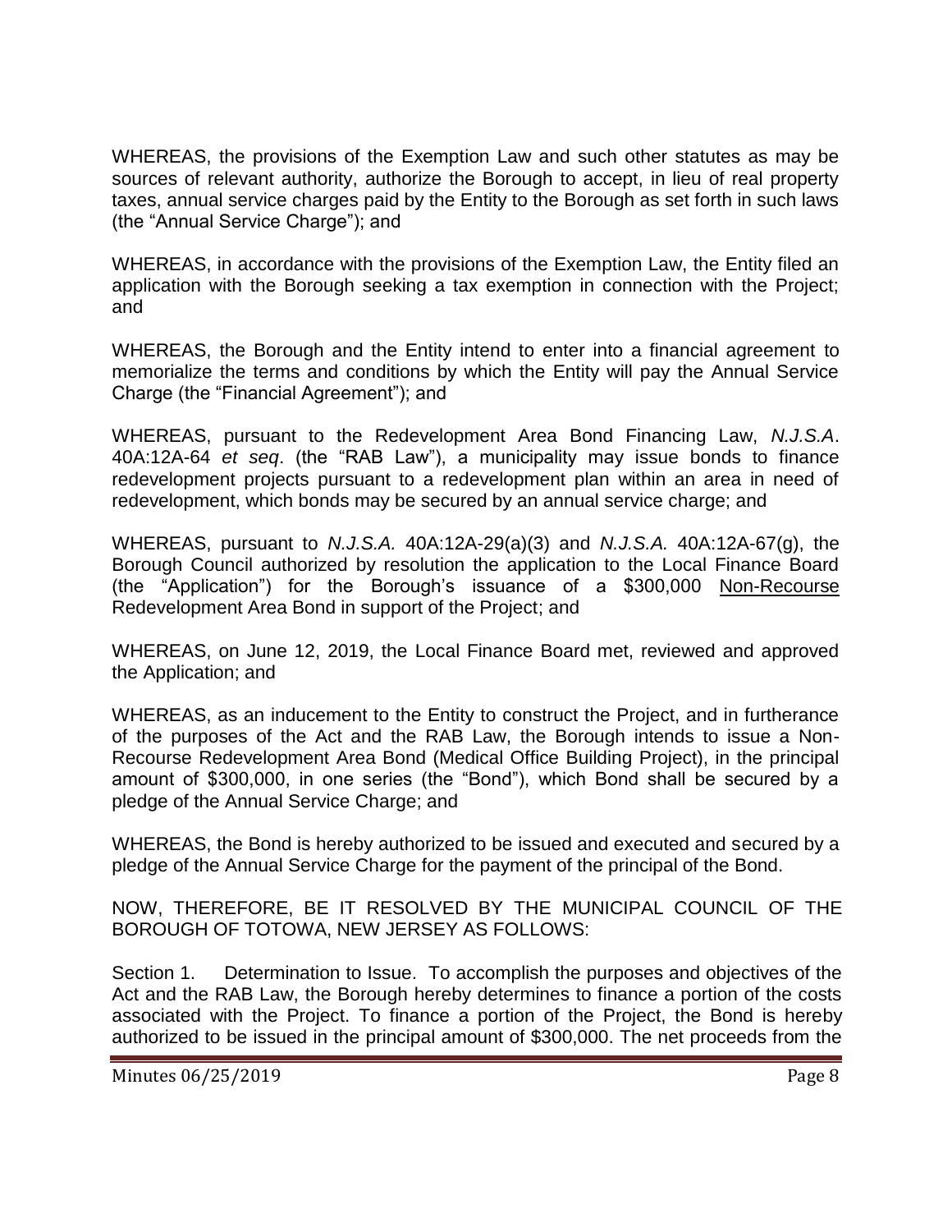WHEREAS, the provisions of the Exemption Law and such other statutes as may be sources of relevant authority, authorize the Borough to accept, in lieu of real property taxes, annual service charges paid by the Entity to the Borough as set forth in such laws (the "Annual Service Charge"); and

WHEREAS, in accordance with the provisions of the Exemption Law, the Entity filed an application with the Borough seeking a tax exemption in connection with the Project; and

WHEREAS, the Borough and the Entity intend to enter into a financial agreement to memorialize the terms and conditions by which the Entity will pay the Annual Service Charge (the "Financial Agreement"); and

WHEREAS, pursuant to the Redevelopment Area Bond Financing Law, *N.J.S.A*. 40A:12A-64 *et seq*. (the "RAB Law"), a municipality may issue bonds to finance redevelopment projects pursuant to a redevelopment plan within an area in need of redevelopment, which bonds may be secured by an annual service charge; and

WHEREAS, pursuant to *N.J.S.A.* 40A:12A-29(a)(3) and *N.J.S.A.* 40A:12A-67(g), the Borough Council authorized by resolution the application to the Local Finance Board (the "Application") for the Borough's issuance of a $300,000 <u>Non-Recourse</u> Redevelopment Area Bond in support of the Project; and

WHEREAS, on June 12, 2019, the Local Finance Board met, reviewed and approved the Application; and

WHEREAS, as an inducement to the Entity to construct the Project, and in furtherance of the purposes of the Act and the RAB Law, the Borough intends to issue a Non-Recourse Redevelopment Area Bond (Medical Office Building Project), in the principal amount of $300,000, in one series (the "Bond"), which Bond shall be secured by a pledge of the Annual Service Charge; and

WHEREAS, the Bond is hereby authorized to be issued and executed and secured by a pledge of the Annual Service Charge for the payment of the principal of the Bond.

NOW, THEREFORE, BE IT RESOLVED BY THE MUNICIPAL COUNCIL OF THE BOROUGH OF TOTOWA, NEW JERSEY AS FOLLOWS:

Section 1. Determination to Issue. To accomplish the purposes and objectives of the Act and the RAB Law, the Borough hereby determines to finance a portion of the costs associated with the Project. To finance a portion of the Project, the Bond is hereby authorized to be issued in the principal amount of $300,000. The net proceeds from the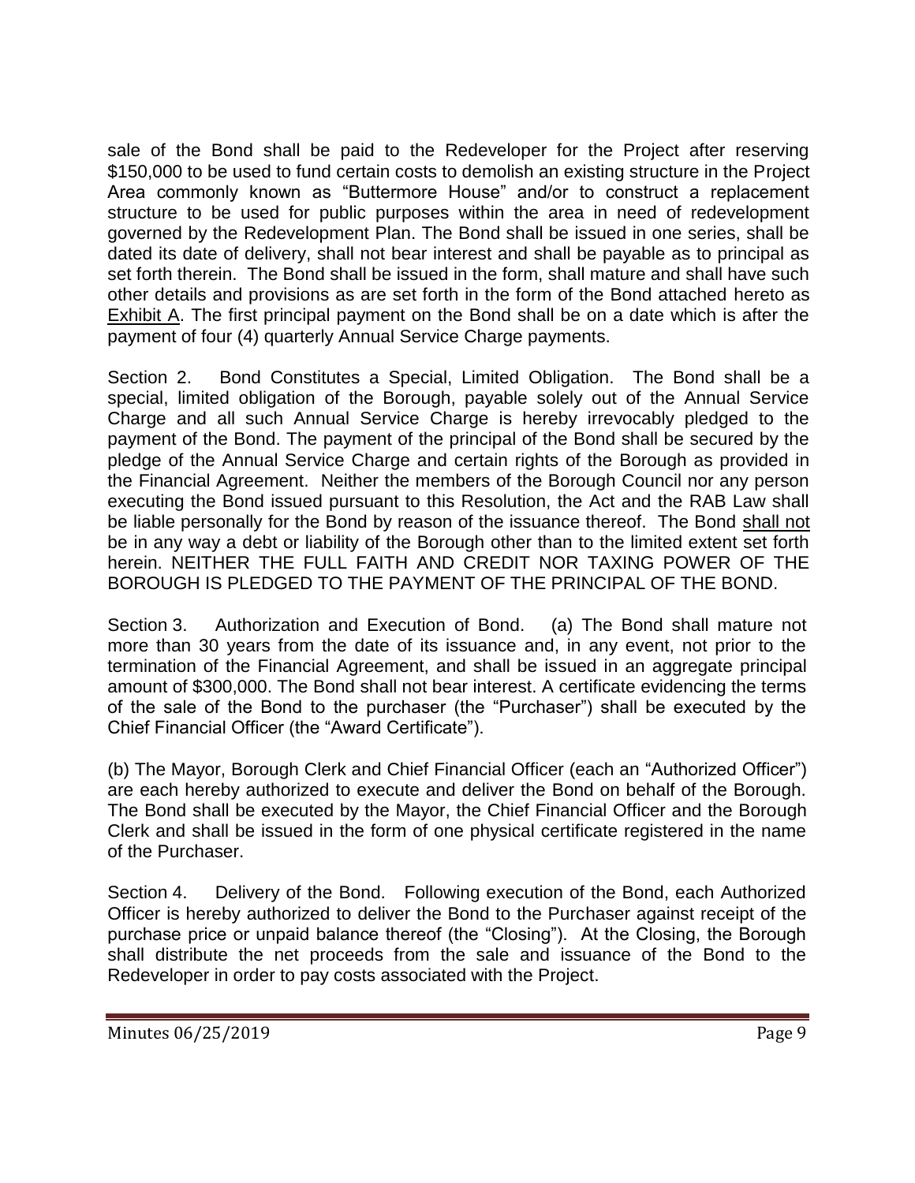sale of the Bond shall be paid to the Redeveloper for the Project after reserving $150,000 to be used to fund certain costs to demolish an existing structure in the Project Area commonly known as "Buttermore House" and/or to construct a replacement structure to be used for public purposes within the area in need of redevelopment governed by the Redevelopment Plan. The Bond shall be issued in one series, shall be dated its date of delivery, shall not bear interest and shall be payable as to principal as set forth therein. The Bond shall be issued in the form, shall mature and shall have such other details and provisions as are set forth in the form of the Bond attached hereto as Exhibit A. The first principal payment on the Bond shall be on a date which is after the payment of four (4) quarterly Annual Service Charge payments.

Section 2. Bond Constitutes a Special, Limited Obligation. The Bond shall be a special, limited obligation of the Borough, payable solely out of the Annual Service Charge and all such Annual Service Charge is hereby irrevocably pledged to the payment of the Bond. The payment of the principal of the Bond shall be secured by the pledge of the Annual Service Charge and certain rights of the Borough as provided in the Financial Agreement. Neither the members of the Borough Council nor any person executing the Bond issued pursuant to this Resolution, the Act and the RAB Law shall be liable personally for the Bond by reason of the issuance thereof. The Bond shall not be in any way a debt or liability of the Borough other than to the limited extent set forth herein. NEITHER THE FULL FAITH AND CREDIT NOR TAXING POWER OF THE BOROUGH IS PLEDGED TO THE PAYMENT OF THE PRINCIPAL OF THE BOND.

Section 3. Authorization and Execution of Bond. (a) The Bond shall mature not more than 30 years from the date of its issuance and, in any event, not prior to the termination of the Financial Agreement, and shall be issued in an aggregate principal amount of $300,000. The Bond shall not bear interest. A certificate evidencing the terms of the sale of the Bond to the purchaser (the "Purchaser") shall be executed by the Chief Financial Officer (the "Award Certificate").

(b) The Mayor, Borough Clerk and Chief Financial Officer (each an "Authorized Officer") are each hereby authorized to execute and deliver the Bond on behalf of the Borough. The Bond shall be executed by the Mayor, the Chief Financial Officer and the Borough Clerk and shall be issued in the form of one physical certificate registered in the name of the Purchaser.

Section 4. Delivery of the Bond. Following execution of the Bond, each Authorized Officer is hereby authorized to deliver the Bond to the Purchaser against receipt of the purchase price or unpaid balance thereof (the "Closing"). At the Closing, the Borough shall distribute the net proceeds from the sale and issuance of the Bond to the Redeveloper in order to pay costs associated with the Project.

Minutes 06/25/2019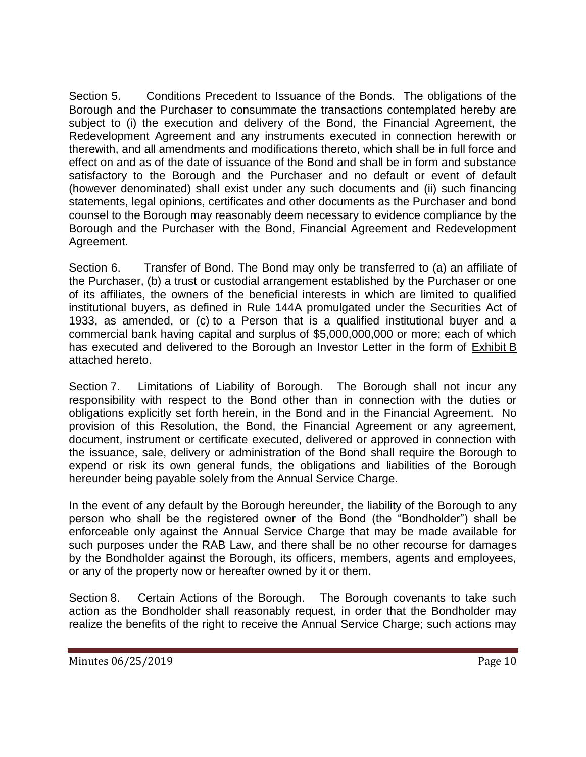Section 5. Conditions Precedent to Issuance of the Bonds. The obligations of the Borough and the Purchaser to consummate the transactions contemplated hereby are subject to (i) the execution and delivery of the Bond, the Financial Agreement, the Redevelopment Agreement and any instruments executed in connection herewith or therewith, and all amendments and modifications thereto, which shall be in full force and effect on and as of the date of issuance of the Bond and shall be in form and substance satisfactory to the Borough and the Purchaser and no default or event of default (however denominated) shall exist under any such documents and (ii) such financing statements, legal opinions, certificates and other documents as the Purchaser and bond counsel to the Borough may reasonably deem necessary to evidence compliance by the Borough and the Purchaser with the Bond, Financial Agreement and Redevelopment Agreement.

Section 6. Transfer of Bond. The Bond may only be transferred to (a) an affiliate of the Purchaser, (b) a trust or custodial arrangement established by the Purchaser or one of its affiliates, the owners of the beneficial interests in which are limited to qualified institutional buyers, as defined in Rule 144A promulgated under the Securities Act of 1933, as amended, or (c) to a Person that is a qualified institutional buyer and a commercial bank having capital and surplus of $5,000,000,000 or more; each of which has executed and delivered to the Borough an Investor Letter in the form of Exhibit B attached hereto.

Section 7. Limitations of Liability of Borough. The Borough shall not incur any responsibility with respect to the Bond other than in connection with the duties or obligations explicitly set forth herein, in the Bond and in the Financial Agreement. No provision of this Resolution, the Bond, the Financial Agreement or any agreement, document, instrument or certificate executed, delivered or approved in connection with the issuance, sale, delivery or administration of the Bond shall require the Borough to expend or risk its own general funds, the obligations and liabilities of the Borough hereunder being payable solely from the Annual Service Charge.

In the event of any default by the Borough hereunder, the liability of the Borough to any person who shall be the registered owner of the Bond (the "Bondholder") shall be enforceable only against the Annual Service Charge that may be made available for such purposes under the RAB Law, and there shall be no other recourse for damages by the Bondholder against the Borough, its officers, members, agents and employees, or any of the property now or hereafter owned by it or them.

Section 8. Certain Actions of the Borough. The Borough covenants to take such action as the Bondholder shall reasonably request, in order that the Bondholder may realize the benefits of the right to receive the Annual Service Charge; such actions may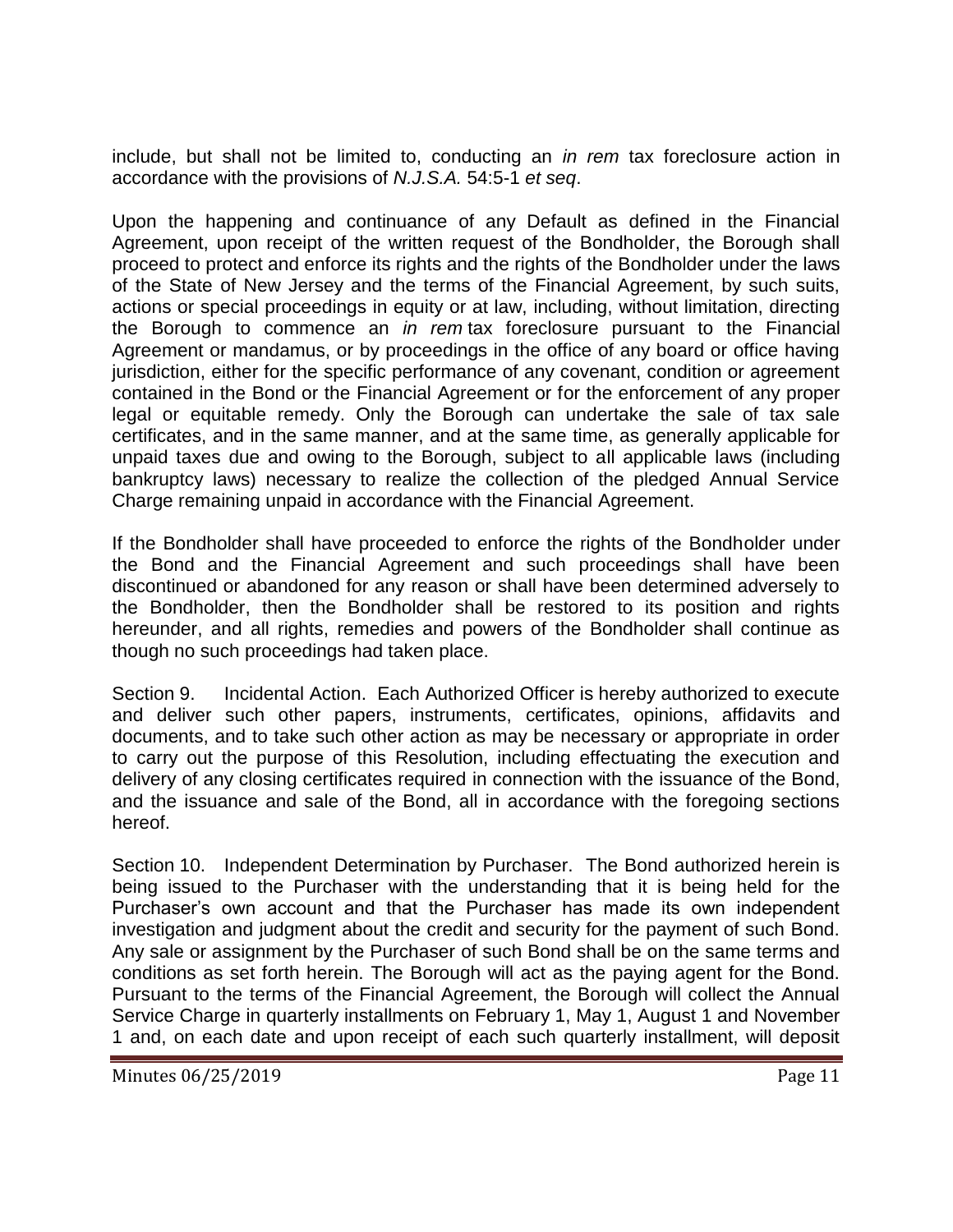include, but shall not be limited to, conducting an *in rem* tax foreclosure action in accordance with the provisions of *N.J.S.A.* 54:5-1 *et seq*.

Upon the happening and continuance of any Default as defined in the Financial Agreement, upon receipt of the written request of the Bondholder, the Borough shall proceed to protect and enforce its rights and the rights of the Bondholder under the laws of the State of New Jersey and the terms of the Financial Agreement, by such suits, actions or special proceedings in equity or at law, including, without limitation, directing the Borough to commence an *in rem* tax foreclosure pursuant to the Financial Agreement or mandamus, or by proceedings in the office of any board or office having jurisdiction, either for the specific performance of any covenant, condition or agreement contained in the Bond or the Financial Agreement or for the enforcement of any proper legal or equitable remedy. Only the Borough can undertake the sale of tax sale certificates, and in the same manner, and at the same time, as generally applicable for unpaid taxes due and owing to the Borough, subject to all applicable laws (including bankruptcy laws) necessary to realize the collection of the pledged Annual Service Charge remaining unpaid in accordance with the Financial Agreement.

If the Bondholder shall have proceeded to enforce the rights of the Bondholder under the Bond and the Financial Agreement and such proceedings shall have been discontinued or abandoned for any reason or shall have been determined adversely to the Bondholder, then the Bondholder shall be restored to its position and rights hereunder, and all rights, remedies and powers of the Bondholder shall continue as though no such proceedings had taken place.

Section 9. Incidental Action. Each Authorized Officer is hereby authorized to execute and deliver such other papers, instruments, certificates, opinions, affidavits and documents, and to take such other action as may be necessary or appropriate in order to carry out the purpose of this Resolution, including effectuating the execution and delivery of any closing certificates required in connection with the issuance of the Bond, and the issuance and sale of the Bond, all in accordance with the foregoing sections hereof.

Section 10. Independent Determination by Purchaser. The Bond authorized herein is being issued to the Purchaser with the understanding that it is being held for the Purchaser's own account and that the Purchaser has made its own independent investigation and judgment about the credit and security for the payment of such Bond. Any sale or assignment by the Purchaser of such Bond shall be on the same terms and conditions as set forth herein. The Borough will act as the paying agent for the Bond. Pursuant to the terms of the Financial Agreement, the Borough will collect the Annual Service Charge in quarterly installments on February 1, May 1, August 1 and November 1 and, on each date and upon receipt of each such quarterly installment, will deposit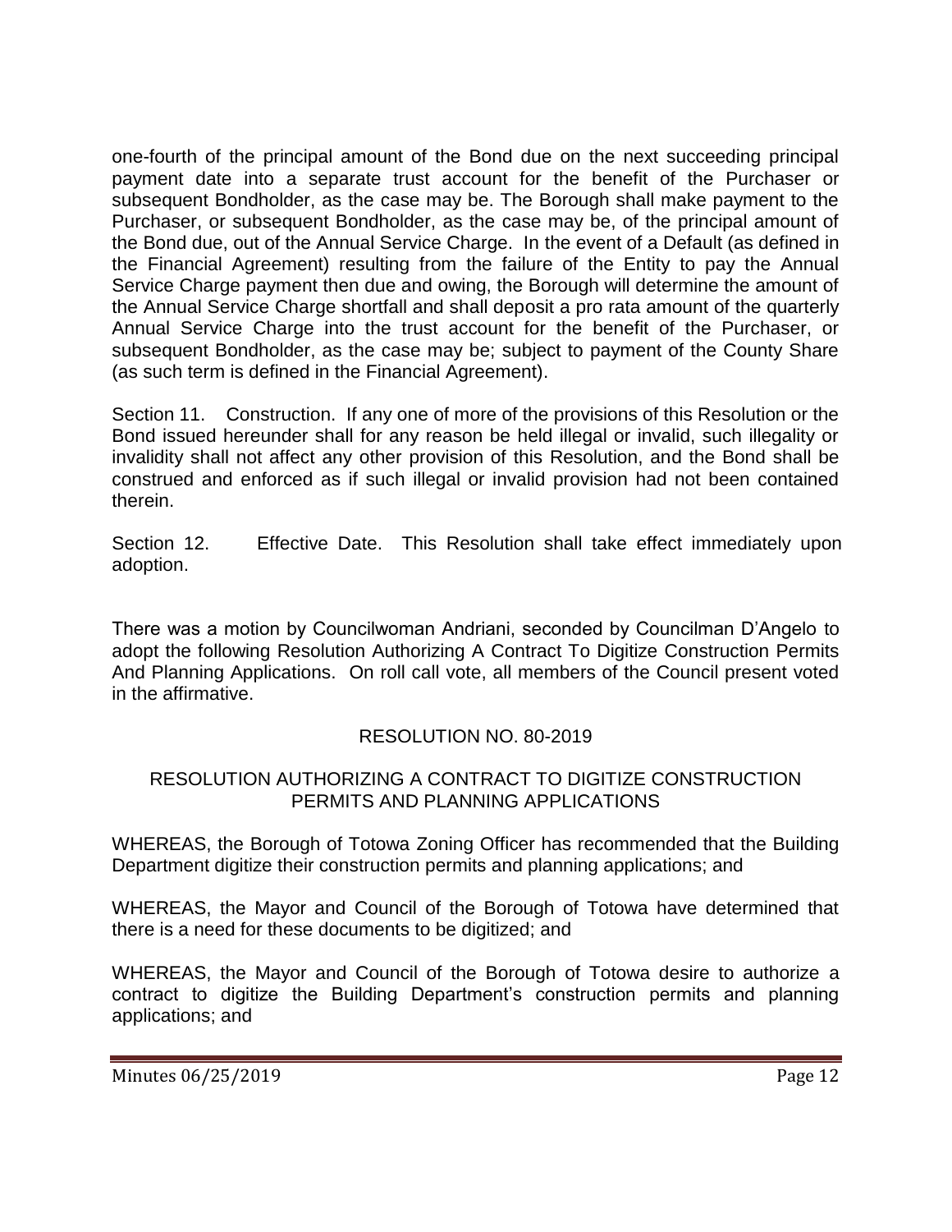one-fourth of the principal amount of the Bond due on the next succeeding principal payment date into a separate trust account for the benefit of the Purchaser or subsequent Bondholder, as the case may be. The Borough shall make payment to the Purchaser, or subsequent Bondholder, as the case may be, of the principal amount of the Bond due, out of the Annual Service Charge. In the event of a Default (as defined in the Financial Agreement) resulting from the failure of the Entity to pay the Annual Service Charge payment then due and owing, the Borough will determine the amount of the Annual Service Charge shortfall and shall deposit a pro rata amount of the quarterly Annual Service Charge into the trust account for the benefit of the Purchaser, or subsequent Bondholder, as the case may be; subject to payment of the County Share (as such term is defined in the Financial Agreement).

Section 11. Construction. If any one of more of the provisions of this Resolution or the Bond issued hereunder shall for any reason be held illegal or invalid, such illegality or invalidity shall not affect any other provision of this Resolution, and the Bond shall be construed and enforced as if such illegal or invalid provision had not been contained therein.

Section 12. Effective Date. This Resolution shall take effect immediately upon adoption.

There was a motion by Councilwoman Andriani, seconded by Councilman D'Angelo to adopt the following Resolution Authorizing A Contract To Digitize Construction Permits And Planning Applications. On roll call vote, all members of the Council present voted in the affirmative.

RESOLUTION NO. 80-2019

RESOLUTION AUTHORIZING A CONTRACT TO DIGITIZE CONSTRUCTION PERMITS AND PLANNING APPLICATIONS

WHEREAS, the Borough of Totowa Zoning Officer has recommended that the Building Department digitize their construction permits and planning applications; and

WHEREAS, the Mayor and Council of the Borough of Totowa have determined that there is a need for these documents to be digitized; and

WHEREAS, the Mayor and Council of the Borough of Totowa desire to authorize a contract to digitize the Building Department's construction permits and planning applications; and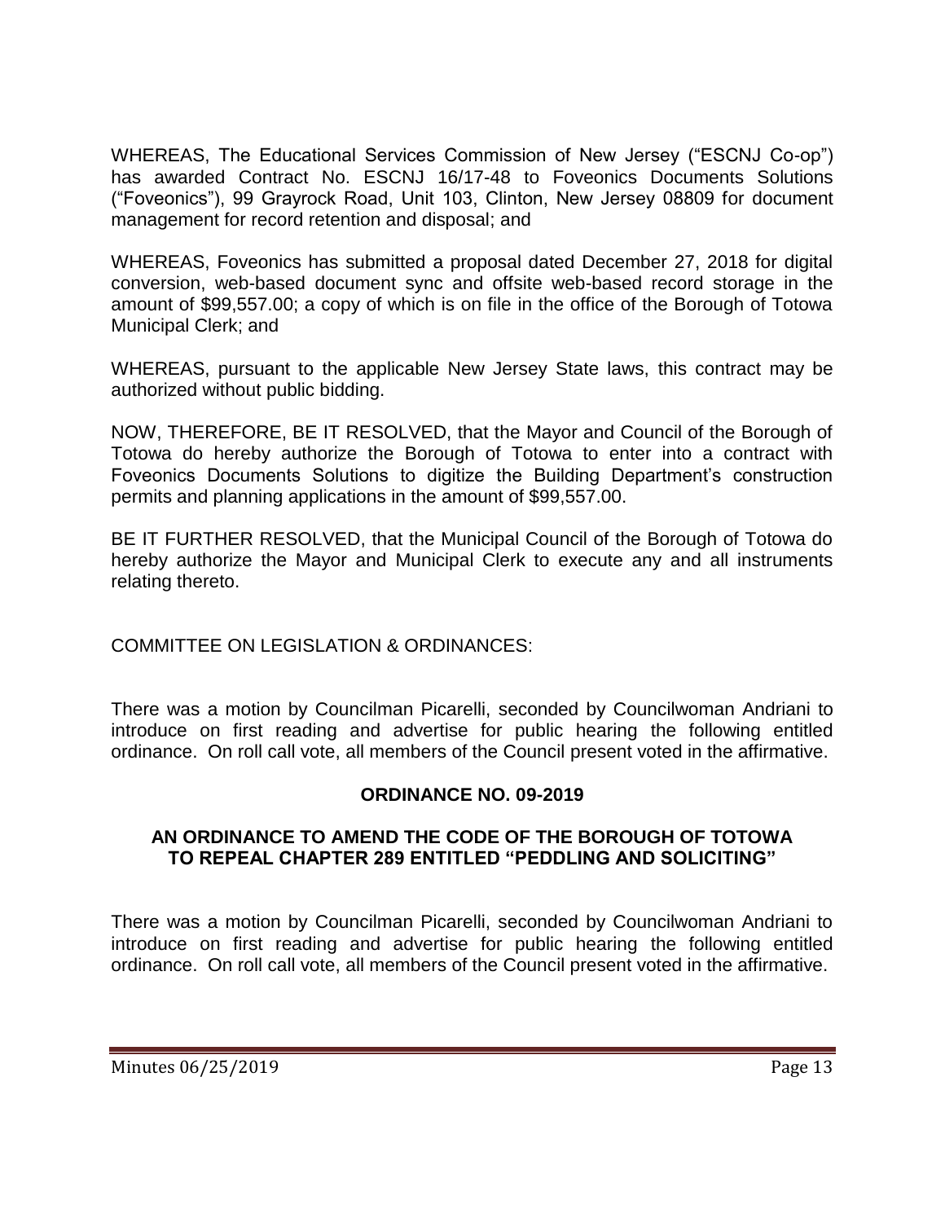WHEREAS, The Educational Services Commission of New Jersey ("ESCNJ Co-op") has awarded Contract No. ESCNJ 16/17-48 to Foveonics Documents Solutions ("Foveonics"), 99 Grayrock Road, Unit 103, Clinton, New Jersey 08809 for document management for record retention and disposal; and

WHEREAS, Foveonics has submitted a proposal dated December 27, 2018 for digital conversion, web-based document sync and offsite web-based record storage in the amount of $99,557.00; a copy of which is on file in the office of the Borough of Totowa Municipal Clerk; and

WHEREAS, pursuant to the applicable New Jersey State laws, this contract may be authorized without public bidding.

NOW, THEREFORE, BE IT RESOLVED, that the Mayor and Council of the Borough of Totowa do hereby authorize the Borough of Totowa to enter into a contract with Foveonics Documents Solutions to digitize the Building Department's construction permits and planning applications in the amount of $99,557.00.

BE IT FURTHER RESOLVED, that the Municipal Council of the Borough of Totowa do hereby authorize the Mayor and Municipal Clerk to execute any and all instruments relating thereto.

COMMITTEE ON LEGISLATION & ORDINANCES:

There was a motion by Councilman Picarelli, seconded by Councilwoman Andriani to introduce on first reading and advertise for public hearing the following entitled ordinance. On roll call vote, all members of the Council present voted in the affirmative.

**ORDINANCE NO. 09-2019**

**AN ORDINANCE TO AMEND THE CODE OF THE BOROUGH OF TOTOWA TO REPEAL CHAPTER 289 ENTITLED "PEDDLING AND SOLICITING"**

There was a motion by Councilman Picarelli, seconded by Councilwoman Andriani to introduce on first reading and advertise for public hearing the following entitled ordinance. On roll call vote, all members of the Council present voted in the affirmative.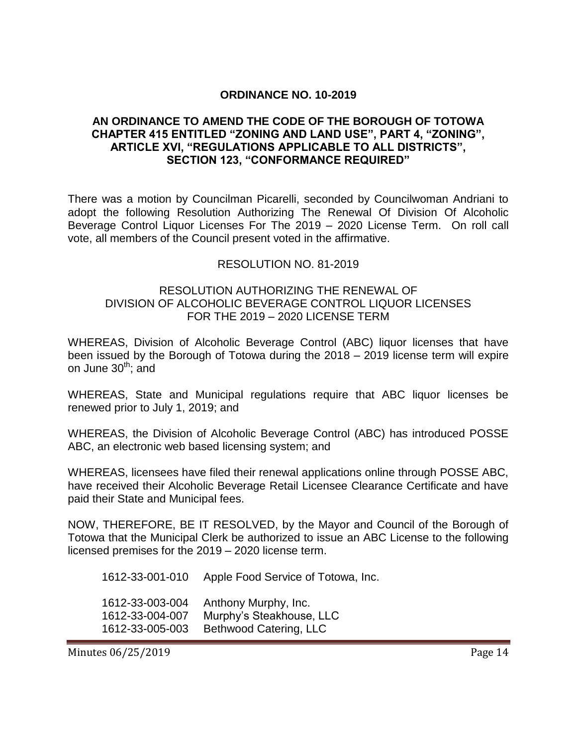**ORDINANCE NO. 10-2019**

**AN ORDINANCE TO AMEND THE CODE OF THE BOROUGH OF TOTOWA CHAPTER 415 ENTITLED "ZONING AND LAND USE", PART 4, "ZONING", ARTICLE XVI, "REGULATIONS APPLICABLE TO ALL DISTRICTS", SECTION 123, "CONFORMANCE REQUIRED"**

There was a motion by Councilman Picarelli, seconded by Councilwoman Andriani to adopt the following Resolution Authorizing The Renewal Of Division Of Alcoholic Beverage Control Liquor Licenses For The 2019 – 2020 License Term. On roll call vote, all members of the Council present voted in the affirmative.

RESOLUTION NO. 81-2019

RESOLUTION AUTHORIZING THE RENEWAL OF DIVISION OF ALCOHOLIC BEVERAGE CONTROL LIQUOR LICENSES FOR THE 2019 – 2020 LICENSE TERM

WHEREAS, Division of Alcoholic Beverage Control (ABC) liquor licenses that have been issued by the Borough of Totowa during the 2018 – 2019 license term will expire on June 30th; and

WHEREAS, State and Municipal regulations require that ABC liquor licenses be renewed prior to July 1, 2019; and

WHEREAS, the Division of Alcoholic Beverage Control (ABC) has introduced POSSE ABC, an electronic web based licensing system; and

WHEREAS, licensees have filed their renewal applications online through POSSE ABC, have received their Alcoholic Beverage Retail Licensee Clearance Certificate and have paid their State and Municipal fees.

NOW, THEREFORE, BE IT RESOLVED, by the Mayor and Council of the Borough of Totowa that the Municipal Clerk be authorized to issue an ABC License to the following licensed premises for the 2019 – 2020 license term.

1612-33-001-010 Apple Food Service of Totowa, Inc.

1612-33-003-004 Anthony Murphy, Inc.
1612-33-004-007 Murphy's Steakhouse, LLC
1612-33-005-003 Bethwood Catering, LLC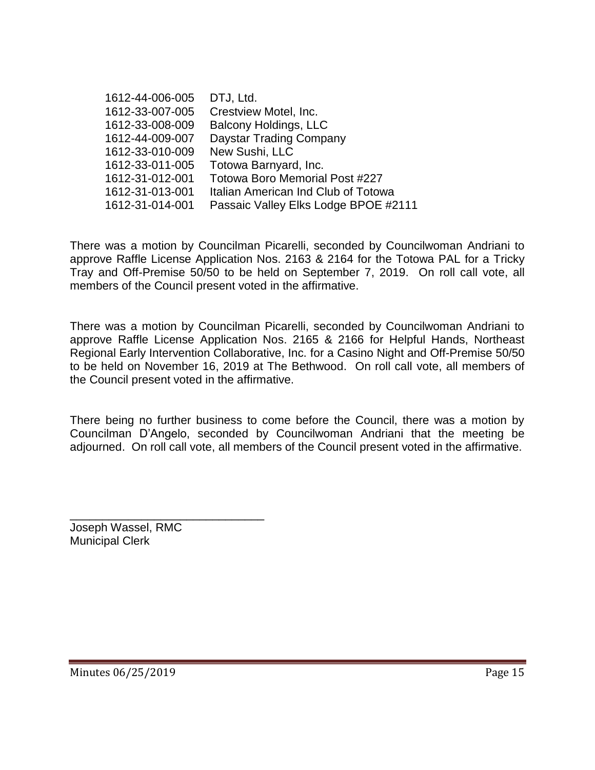| | |
|---|---|
| 1612-44-006-005 | DTJ, Ltd. |
| 1612-33-007-005 | Crestview Motel, Inc. |
| 1612-33-008-009 | Balcony Holdings, LLC |
| 1612-44-009-007 | Daystar Trading Company |
| 1612-33-010-009 | New Sushi, LLC |
| 1612-33-011-005 | Totowa Barnyard, Inc. |
| 1612-31-012-001 | Totowa Boro Memorial Post #227 |
| 1612-31-013-001 | Italian American Ind Club of Totowa |
| 1612-31-014-001 | Passaic Valley Elks Lodge BPOE #2111 |

There was a motion by Councilman Picarelli, seconded by Councilwoman Andriani to approve Raffle License Application Nos. 2163 & 2164 for the Totowa PAL for a Tricky Tray and Off-Premise 50/50 to be held on September 7, 2019. On roll call vote, all members of the Council present voted in the affirmative.

There was a motion by Councilman Picarelli, seconded by Councilwoman Andriani to approve Raffle License Application Nos. 2165 & 2166 for Helpful Hands, Northeast Regional Early Intervention Collaborative, Inc. for a Casino Night and Off-Premise 50/50 to be held on November 16, 2019 at The Bethwood. On roll call vote, all members of the Council present voted in the affirmative.

There being no further business to come before the Council, there was a motion by Councilman D'Angelo, seconded by Councilwoman Andriani that the meeting be adjourned. On roll call vote, all members of the Council present voted in the affirmative.

_______________________________
Joseph Wassel, RMC
Municipal Clerk